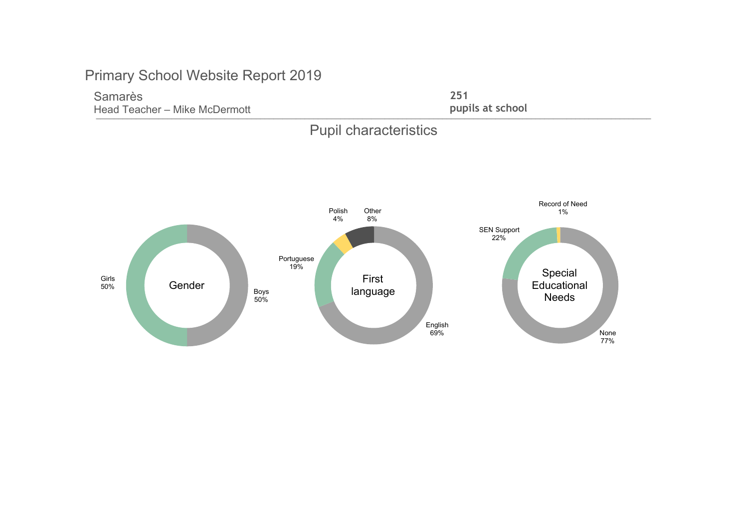# Primary School Website Report 2019

Samarès
Head Teacher – Mike McDermott

**251**
**pupils at school**

## Pupil characteristics

**Gender**

- Girls 50%
- Boys 50%

**First language**

- English 69%
- Portuguese 19%
- Polish 4%
- Other 8%

**Special Educational Needs**

- None 77%
- SEN Support 22%
- Record of Need 1%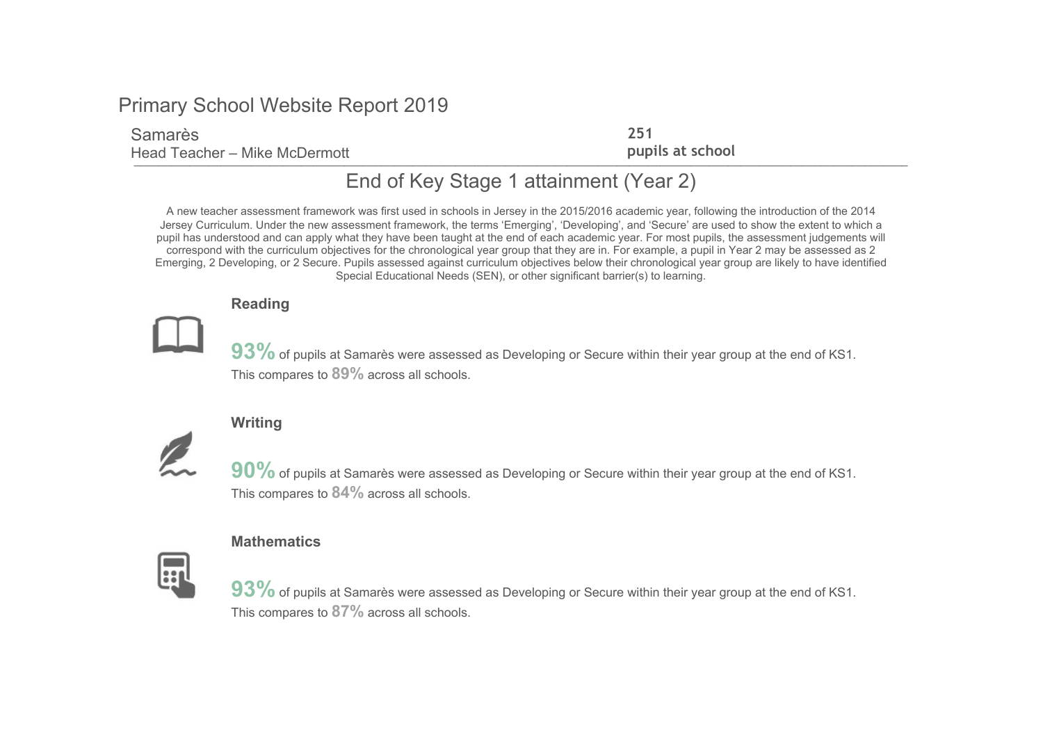# Primary School Website Report 2019

Samarès
Head Teacher – Mike McDermott

**251**
**pupils at school**

## End of Key Stage 1 attainment (Year 2)

A new teacher assessment framework was first used in schools in Jersey in the 2015/2016 academic year, following the introduction of the 2014 Jersey Curriculum. Under the new assessment framework, the terms 'Emerging', 'Developing', and 'Secure' are used to show the extent to which a pupil has understood and can apply what they have been taught at the end of each academic year. For most pupils, the assessment judgements will correspond with the curriculum objectives for the chronological year group that they are in. For example, a pupil in Year 2 may be assessed as 2 Emerging, 2 Developing, or 2 Secure. Pupils assessed against curriculum objectives below their chronological year group are likely to have identified Special Educational Needs (SEN), or other significant barrier(s) to learning.

### Reading

**93%** of pupils at Samarès were assessed as Developing or Secure within their year group at the end of KS1.
This compares to **89%** across all schools.

### Writing

**90%** of pupils at Samarès were assessed as Developing or Secure within their year group at the end of KS1.
This compares to **84%** across all schools.

### Mathematics

**93%** of pupils at Samarès were assessed as Developing or Secure within their year group at the end of KS1.
This compares to **87%** across all schools.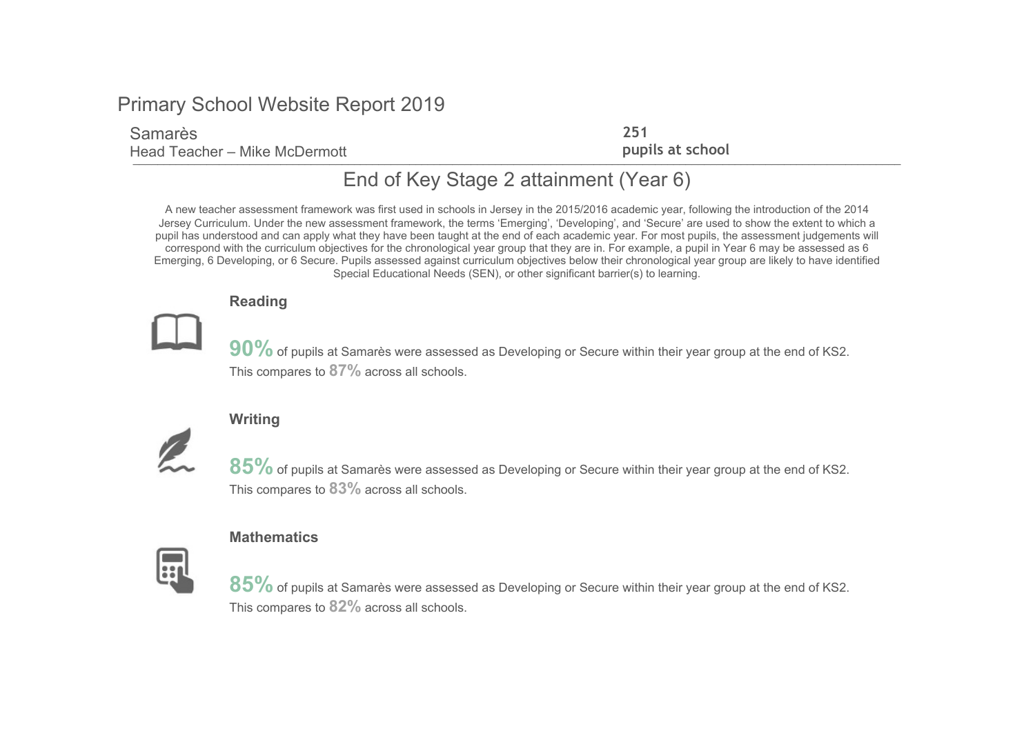# Primary School Website Report 2019

Samarès
Head Teacher – Mike McDermott

**251**
**pupils at school**

## End of Key Stage 2 attainment (Year 6)

A new teacher assessment framework was first used in schools in Jersey in the 2015/2016 academic year, following the introduction of the 2014 Jersey Curriculum. Under the new assessment framework, the terms 'Emerging', 'Developing', and 'Secure' are used to show the extent to which a pupil has understood and can apply what they have been taught at the end of each academic year. For most pupils, the assessment judgements will correspond with the curriculum objectives for the chronological year group that they are in. For example, a pupil in Year 6 may be assessed as 6 Emerging, 6 Developing, or 6 Secure. Pupils assessed against curriculum objectives below their chronological year group are likely to have identified Special Educational Needs (SEN), or other significant barrier(s) to learning.

### Reading

**90%** of pupils at Samarès were assessed as Developing or Secure within their year group at the end of KS2.
This compares to **87%** across all schools.

### Writing

**85%** of pupils at Samarès were assessed as Developing or Secure within their year group at the end of KS2.
This compares to **83%** across all schools.

### Mathematics

**85%** of pupils at Samarès were assessed as Developing or Secure within their year group at the end of KS2.
This compares to **82%** across all schools.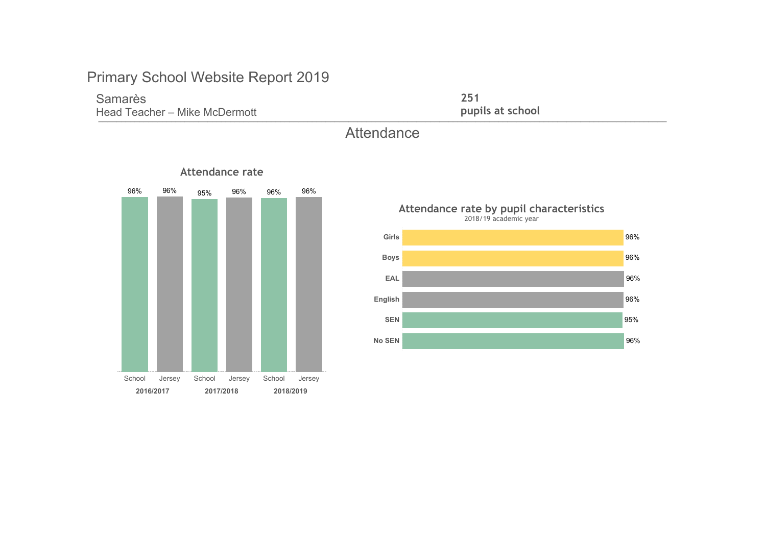# Primary School Website Report 2019

Samarès
Head Teacher – Mike McDermott

**251**
**pupils at school**

## Attendance

### Attendance rate

| | 2016/2017 | | 2017/2018 | | 2018/2019 | |
|---|---|---|---|---|---|---|
| | School | Jersey | School | Jersey | School | Jersey |
| Attendance rate | 96% | 96% | 95% | 96% | 96% | 96% |

### Attendance rate by pupil characteristics

2018/19 academic year

| Characteristic | Attendance rate |
|---|---|
| Girls | 96% |
| Boys | 96% |
| EAL | 96% |
| English | 96% |
| SEN | 95% |
| No SEN | 96% |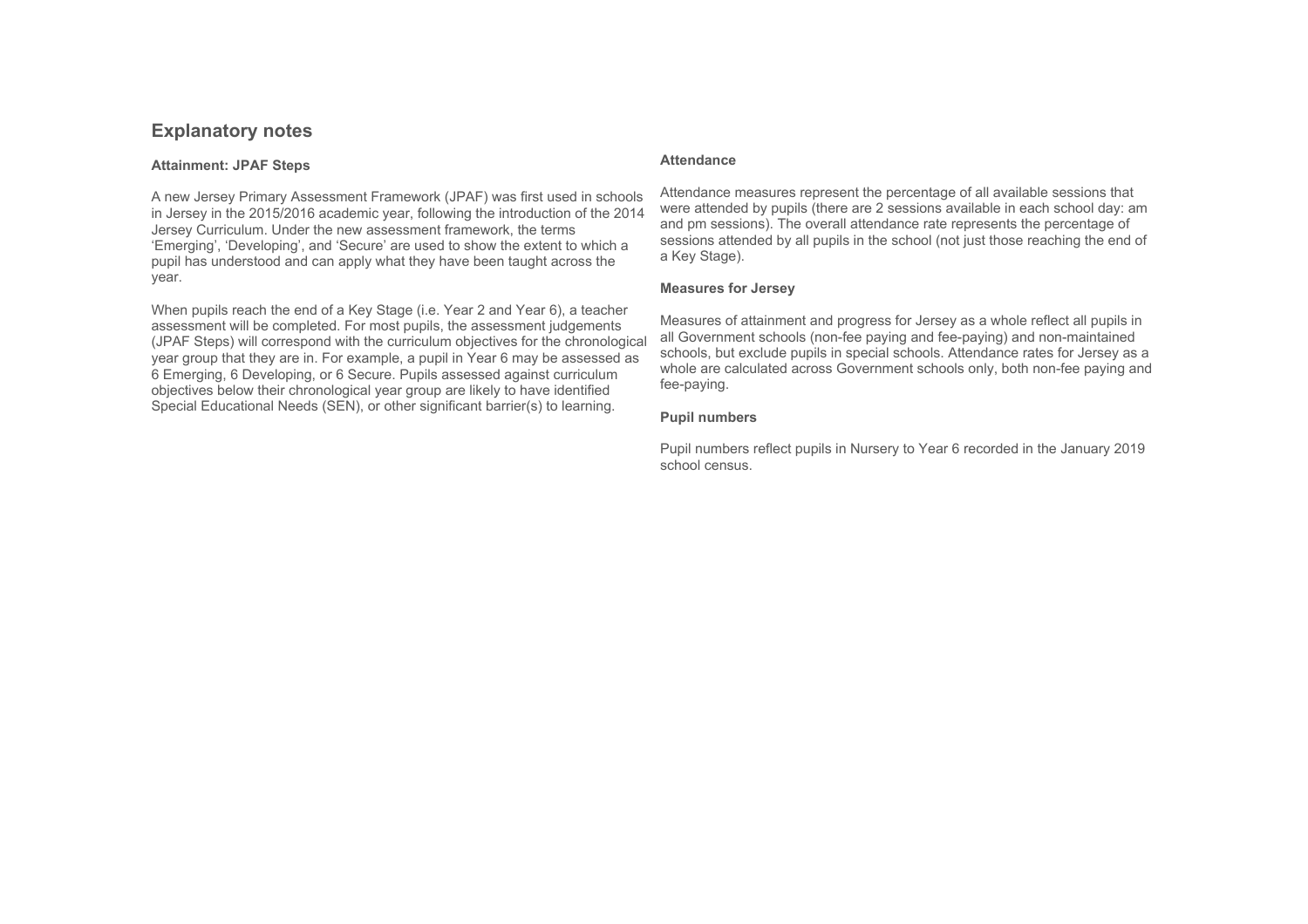## Explanatory notes

### Attainment: JPAF Steps

A new Jersey Primary Assessment Framework (JPAF) was first used in schools in Jersey in the 2015/2016 academic year, following the introduction of the 2014 Jersey Curriculum. Under the new assessment framework, the terms 'Emerging', 'Developing', and 'Secure' are used to show the extent to which a pupil has understood and can apply what they have been taught across the year.

When pupils reach the end of a Key Stage (i.e. Year 2 and Year 6), a teacher assessment will be completed. For most pupils, the assessment judgements (JPAF Steps) will correspond with the curriculum objectives for the chronological year group that they are in. For example, a pupil in Year 6 may be assessed as 6 Emerging, 6 Developing, or 6 Secure. Pupils assessed against curriculum objectives below their chronological year group are likely to have identified Special Educational Needs (SEN), or other significant barrier(s) to learning.

### Attendance

Attendance measures represent the percentage of all available sessions that were attended by pupils (there are 2 sessions available in each school day: am and pm sessions). The overall attendance rate represents the percentage of sessions attended by all pupils in the school (not just those reaching the end of a Key Stage).

### Measures for Jersey

Measures of attainment and progress for Jersey as a whole reflect all pupils in all Government schools (non-fee paying and fee-paying) and non-maintained schools, but exclude pupils in special schools. Attendance rates for Jersey as a whole are calculated across Government schools only, both non-fee paying and fee-paying.

### Pupil numbers

Pupil numbers reflect pupils in Nursery to Year 6 recorded in the January 2019 school census.